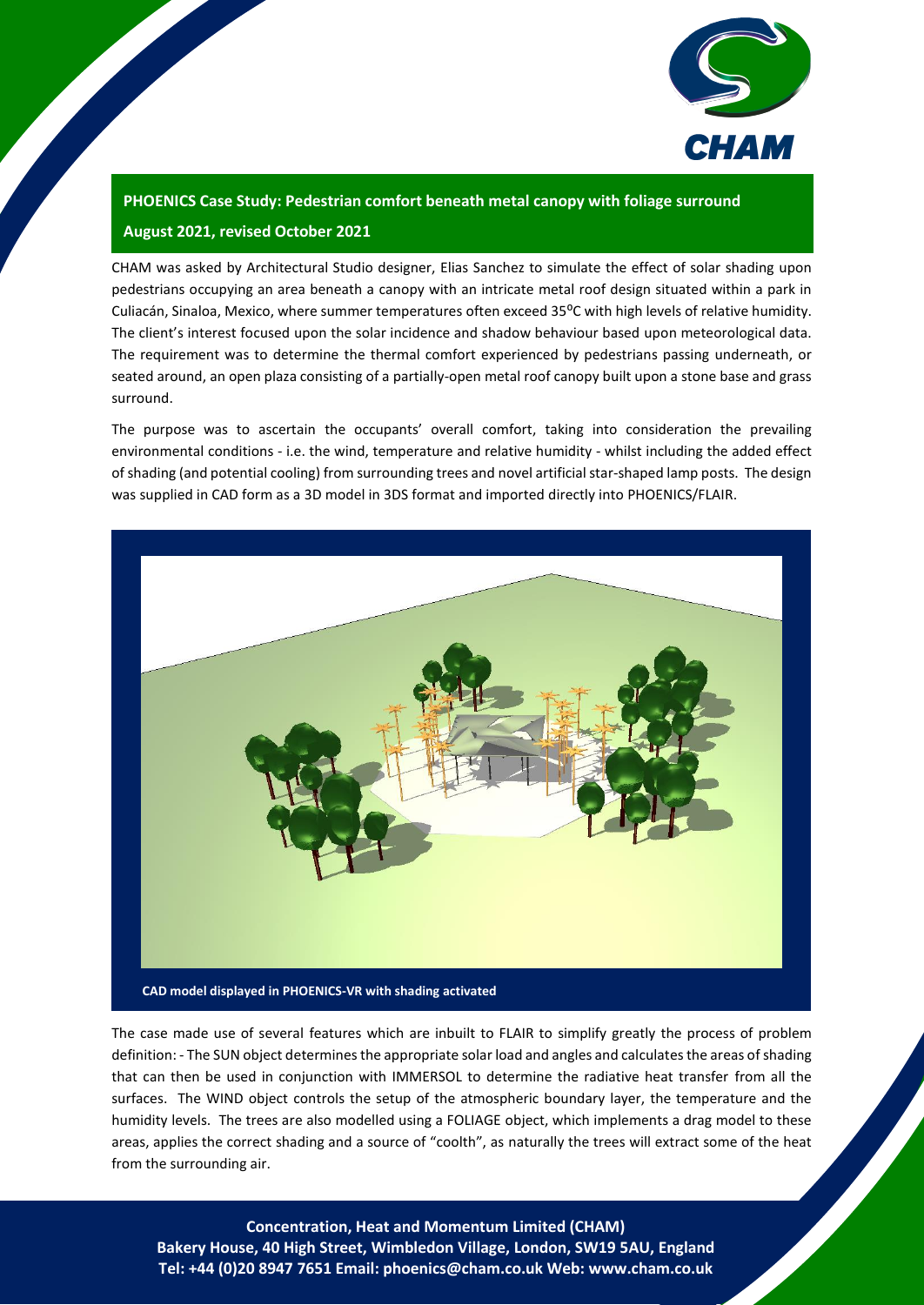## PHOENICS Case Study: Pedestrian comfort beneath metal canopy with foliage surround

**August 2021, revised October 2021**

CHAM was asked by Architectural Studio designer, Elias Sanchez to simulate the effect of solar shading upon pedestrians occupying an area beneath a canopy with an intricate metal roof design situated within a park in Culiacán, Sinaloa, Mexico, where summer temperatures often exceed 35°C with high levels of relative humidity. The client's interest focused upon the solar incidence and shadow behaviour based upon meteorological data. The requirement was to determine the thermal comfort experienced by pedestrians passing underneath, or seated around, an open plaza consisting of a partially-open metal roof canopy built upon a stone base and grass surround.

The purpose was to ascertain the occupants' overall comfort, taking into consideration the prevailing environmental conditions - i.e. the wind, temperature and relative humidity - whilst including the added effect of shading (and potential cooling) from surrounding trees and novel artificial star-shaped lamp posts. The design was supplied in CAD form as a 3D model in 3DS format and imported directly into PHOENICS/FLAIR.

**CAD model displayed in PHOENICS-VR with shading activated**

The case made use of several features which are inbuilt to FLAIR to simplify greatly the process of problem definition: - The SUN object determines the appropriate solar load and angles and calculates the areas of shading that can then be used in conjunction with IMMERSOL to determine the radiative heat transfer from all the surfaces. The WIND object controls the setup of the atmospheric boundary layer, the temperature and the humidity levels. The trees are also modelled using a FOLIAGE object, which implements a drag model to these areas, applies the correct shading and a source of "coolth", as naturally the trees will extract some of the heat from the surrounding air.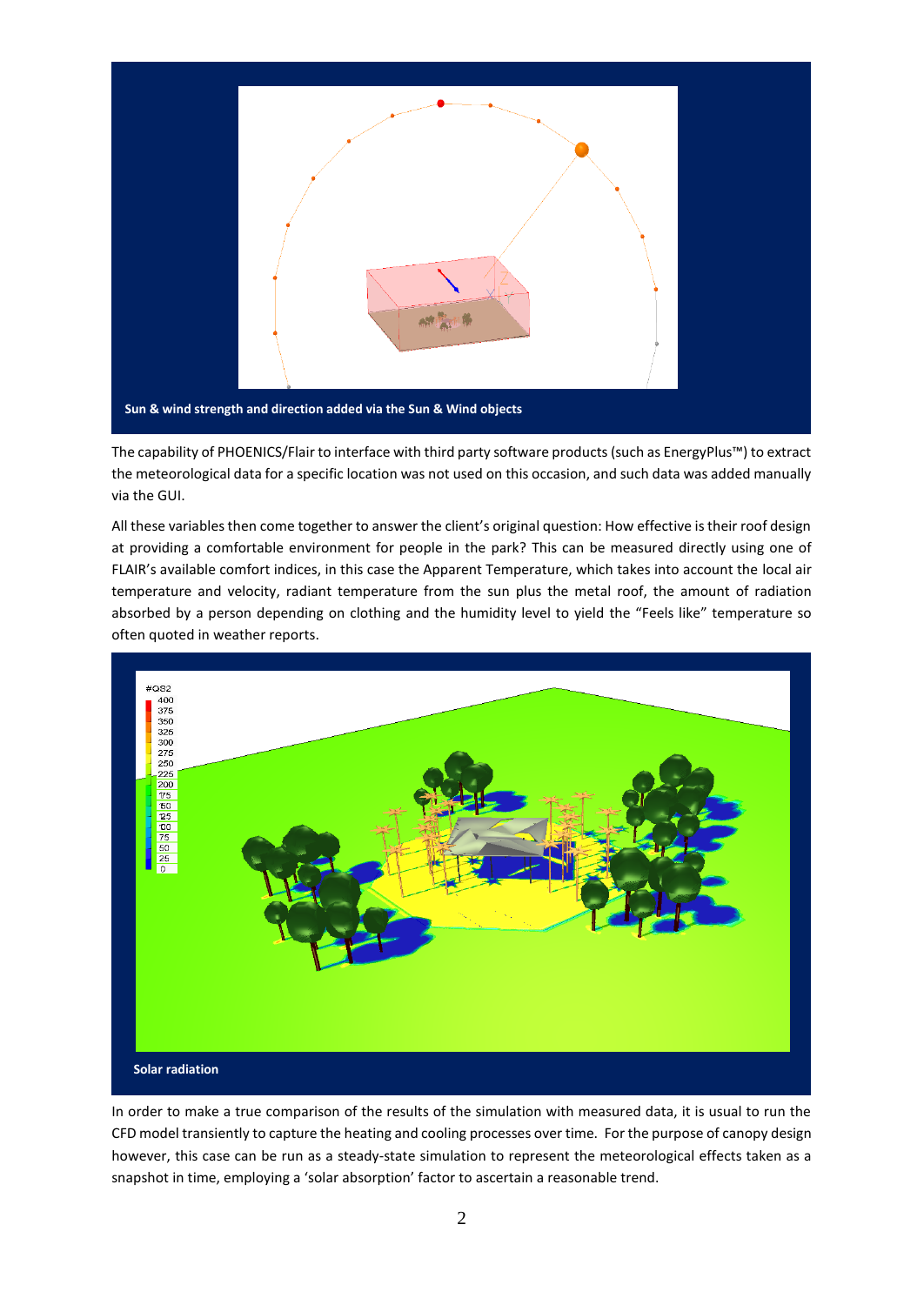Sun & wind strength and direction added via the Sun & Wind objects

The capability of PHOENICS/Flair to interface with third party software products (such as EnergyPlus™) to extract the meteorological data for a specific location was not used on this occasion, and such data was added manually via the GUI.

All these variables then come together to answer the client's original question: How effective is their roof design at providing a comfortable environment for people in the park? This can be measured directly using one of FLAIR's available comfort indices, in this case the Apparent Temperature, which takes into account the local air temperature and velocity, radiant temperature from the sun plus the metal roof, the amount of radiation absorbed by a person depending on clothing and the humidity level to yield the "Feels like" temperature so often quoted in weather reports.

Solar radiation

In order to make a true comparison of the results of the simulation with measured data, it is usual to run the CFD model transiently to capture the heating and cooling processes over time. For the purpose of canopy design however, this case can be run as a steady-state simulation to represent the meteorological effects taken as a snapshot in time, employing a 'solar absorption' factor to ascertain a reasonable trend.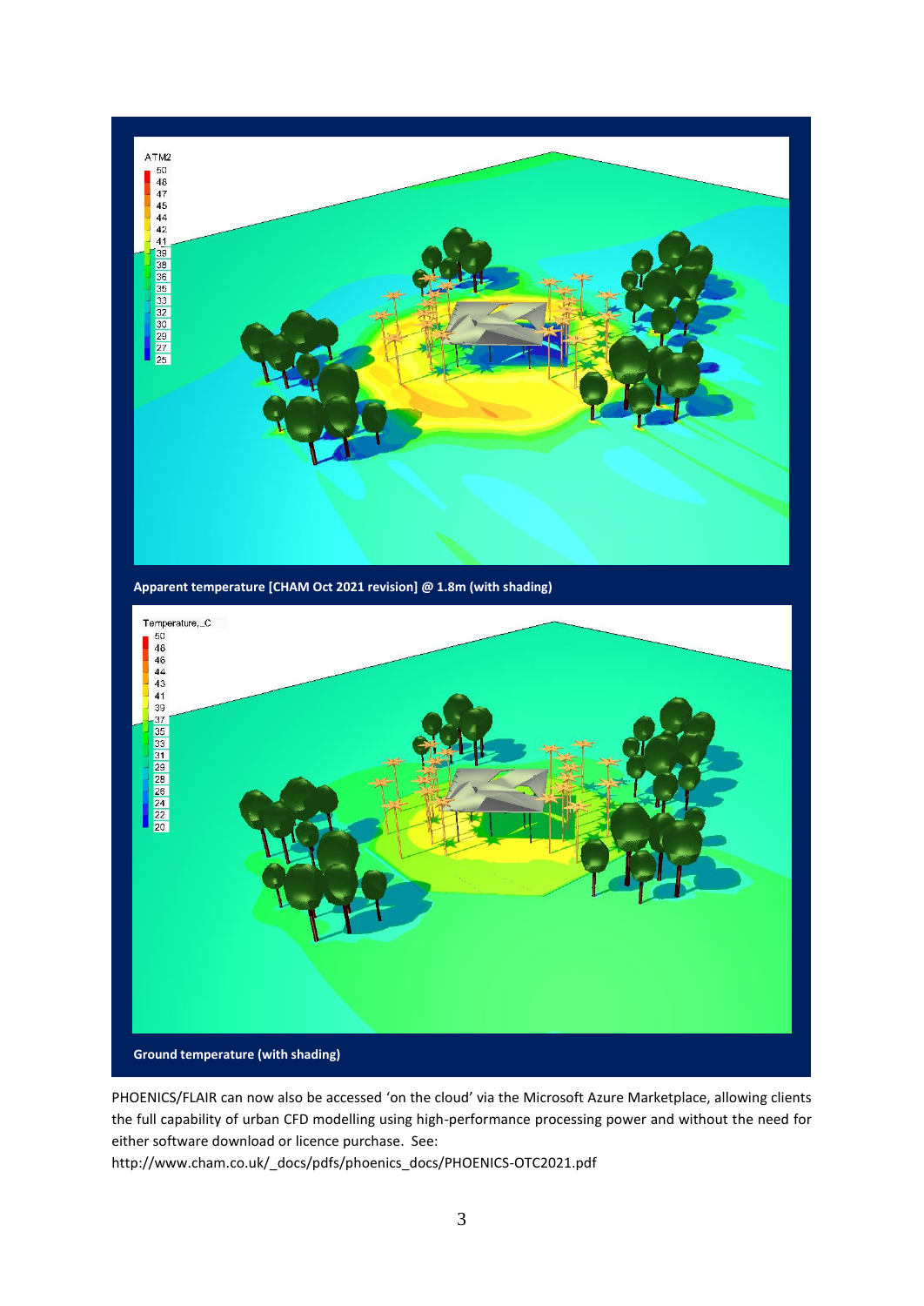ATM2

50
48
47
45
44
42
41
39
38
36
35
33
32
30
29
27
25

Apparent temperature [CHAM Oct 2021 revision] @ 1.8m (with shading)

Temperature,_C

50
48
46
44
43
41
39
37
35
33
31
29
28
26
24
22
20

Ground temperature (with shading)

PHOENICS/FLAIR can now also be accessed 'on the cloud' via the Microsoft Azure Marketplace, allowing clients the full capability of urban CFD modelling using high-performance processing power and without the need for either software download or licence purchase. See:
http://www.cham.co.uk/_docs/pdfs/phoenics_docs/PHOENICS-OTC2021.pdf